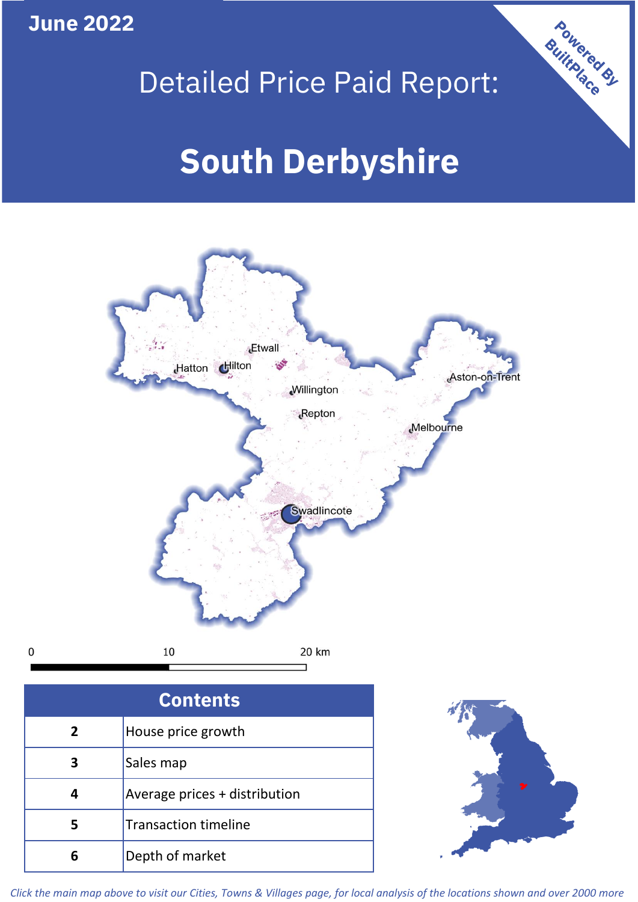June 2022

# Detailed Price Paid Report:

# South Derbyshire

Powered By BuiltPlace

Etwall
Hatton
Hilton
Willington
Repton
Aston-on-Trent
Melbourne
Swadlincote

0 10 20 km

| Contents | |
|---|---|
| 2 | House price growth |
| 3 | Sales map |
| 4 | Average prices + distribution |
| 5 | Transaction timeline |
| 6 | Depth of market |

*Click the main map above to visit our Cities, Towns & Villages page, for local analysis of the locations shown and over 2000 more*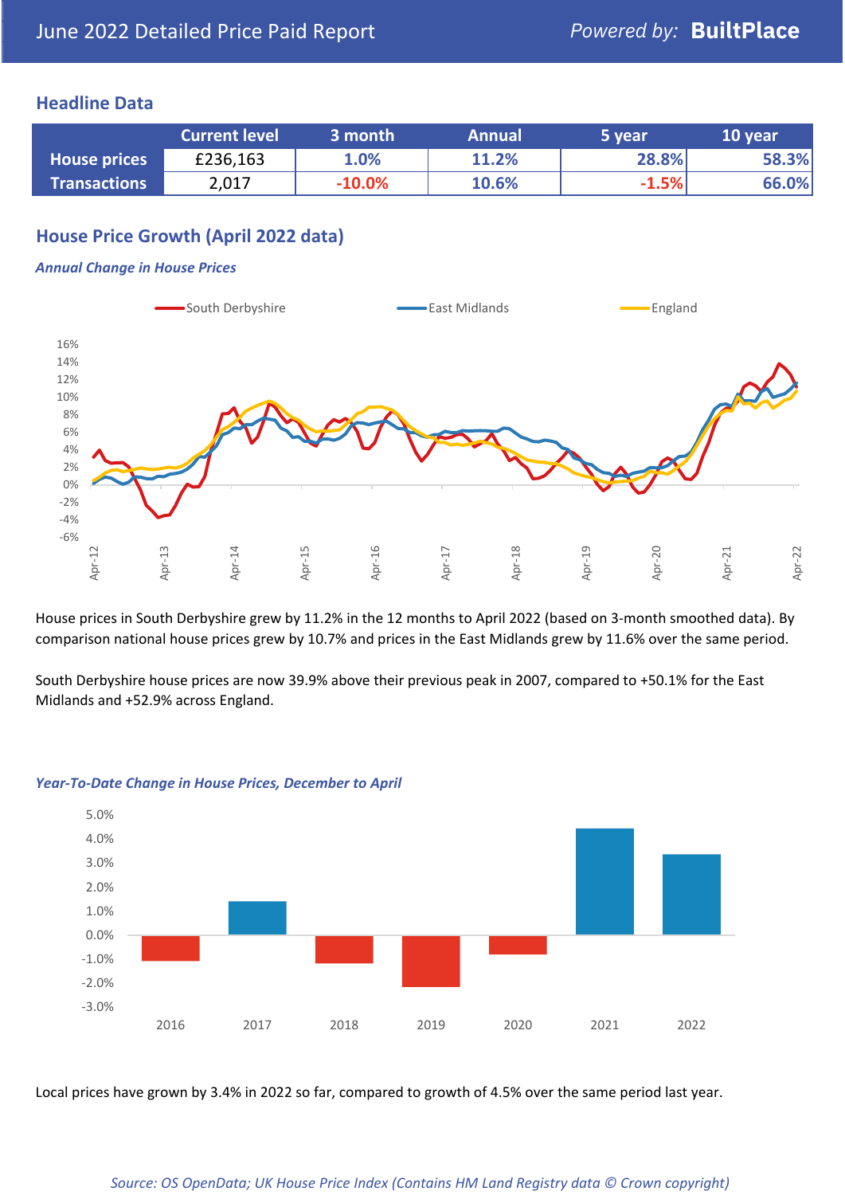# June 2022 Detailed Price Paid Report

Powered by: **BuiltPlace**

## Headline Data

| | Current level | 3 month | Annual | 5 year | 10 year |
|---|---|---|---|---|---|
| **House prices** | £236,163 | 1.0% | 11.2% | 28.8% | 58.3% |
| **Transactions** | 2,017 | -10.0% | 10.6% | -1.5% | 66.0% |

## House Price Growth (April 2022 data)

*Annual Change in House Prices*

House prices in South Derbyshire grew by 11.2% in the 12 months to April 2022 (based on 3-month smoothed data). By comparison national house prices grew by 10.7% and prices in the East Midlands grew by 11.6% over the same period.

South Derbyshire house prices are now 39.9% above their previous peak in 2007, compared to +50.1% for the East Midlands and +52.9% across England.

*Year-To-Date Change in House Prices, December to April*

Local prices have grown by 3.4% in 2022 so far, compared to growth of 4.5% over the same period last year.

*Source: OS OpenData; UK House Price Index (Contains HM Land Registry data © Crown copyright)*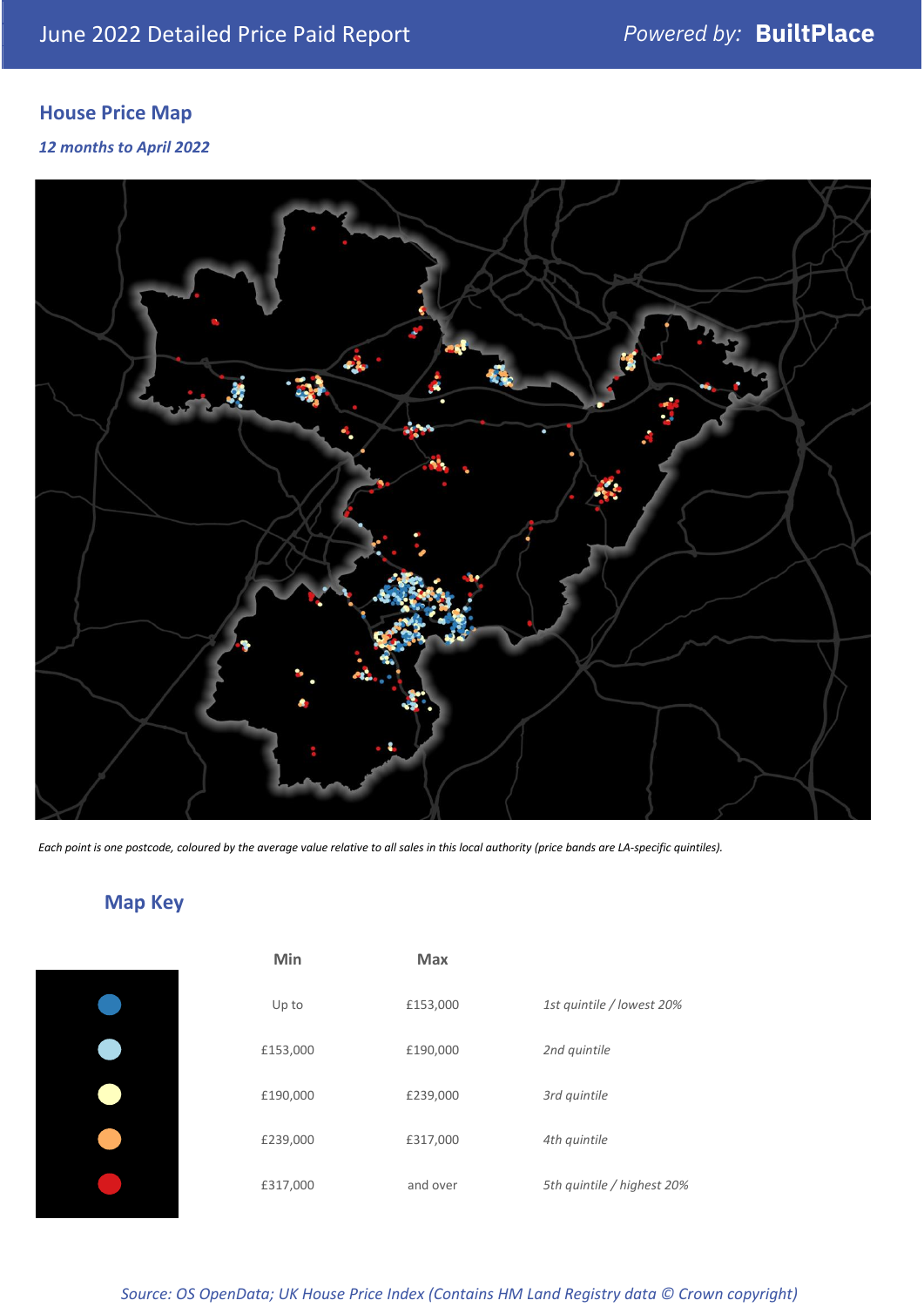# June 2022 Detailed Price Paid Report

*Powered by:* **BuiltPlace**

## House Price Map

*12 months to April 2022*

*Each point is one postcode, coloured by the average value relative to all sales in this local authority (price bands are LA-specific quintiles).*

## Map Key

| Min | Max | |
|---|---|---|
| Up to | £153,000 | *1st quintile / lowest 20%* |
| £153,000 | £190,000 | *2nd quintile* |
| £190,000 | £239,000 | *3rd quintile* |
| £239,000 | £317,000 | *4th quintile* |
| £317,000 | and over | *5th quintile / highest 20%* |

*Source: OS OpenData; UK House Price Index (Contains HM Land Registry data © Crown copyright)*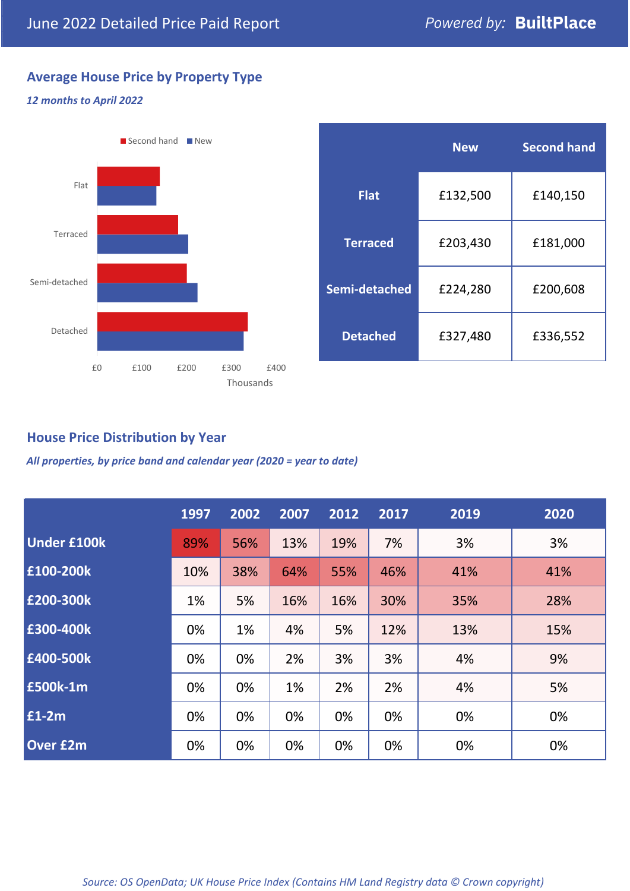June 2022 Detailed Price Paid Report

*Powered by:* **BuiltPlace**

## Average House Price by Property Type

*12 months to April 2022*

Second hand | New

Flat

Terraced

Semi-detached

Detached

£0 £100 £200 £300 £400

Thousands

| | New | Second hand |
|---|---|---|
| **Flat** | £132,500 | £140,150 |
| **Terraced** | £203,430 | £181,000 |
| **Semi-detached** | £224,280 | £200,608 |
| **Detached** | £327,480 | £336,552 |

## House Price Distribution by Year

*All properties, by price band and calendar year (2020 = year to date)*

| | 1997 | 2002 | 2007 | 2012 | 2017 | 2019 | 2020 |
|---|---|---|---|---|---|---|---|
| **Under £100k** | 89% | 56% | 13% | 19% | 7% | 3% | 3% |
| **£100-200k** | 10% | 38% | 64% | 55% | 46% | 41% | 41% |
| **£200-300k** | 1% | 5% | 16% | 16% | 30% | 35% | 28% |
| **£300-400k** | 0% | 1% | 4% | 5% | 12% | 13% | 15% |
| **£400-500k** | 0% | 0% | 2% | 3% | 3% | 4% | 9% |
| **£500k-1m** | 0% | 0% | 1% | 2% | 2% | 4% | 5% |
| **£1-2m** | 0% | 0% | 0% | 0% | 0% | 0% | 0% |
| **Over £2m** | 0% | 0% | 0% | 0% | 0% | 0% | 0% |

*Source: OS OpenData; UK House Price Index (Contains HM Land Registry data © Crown copyright)*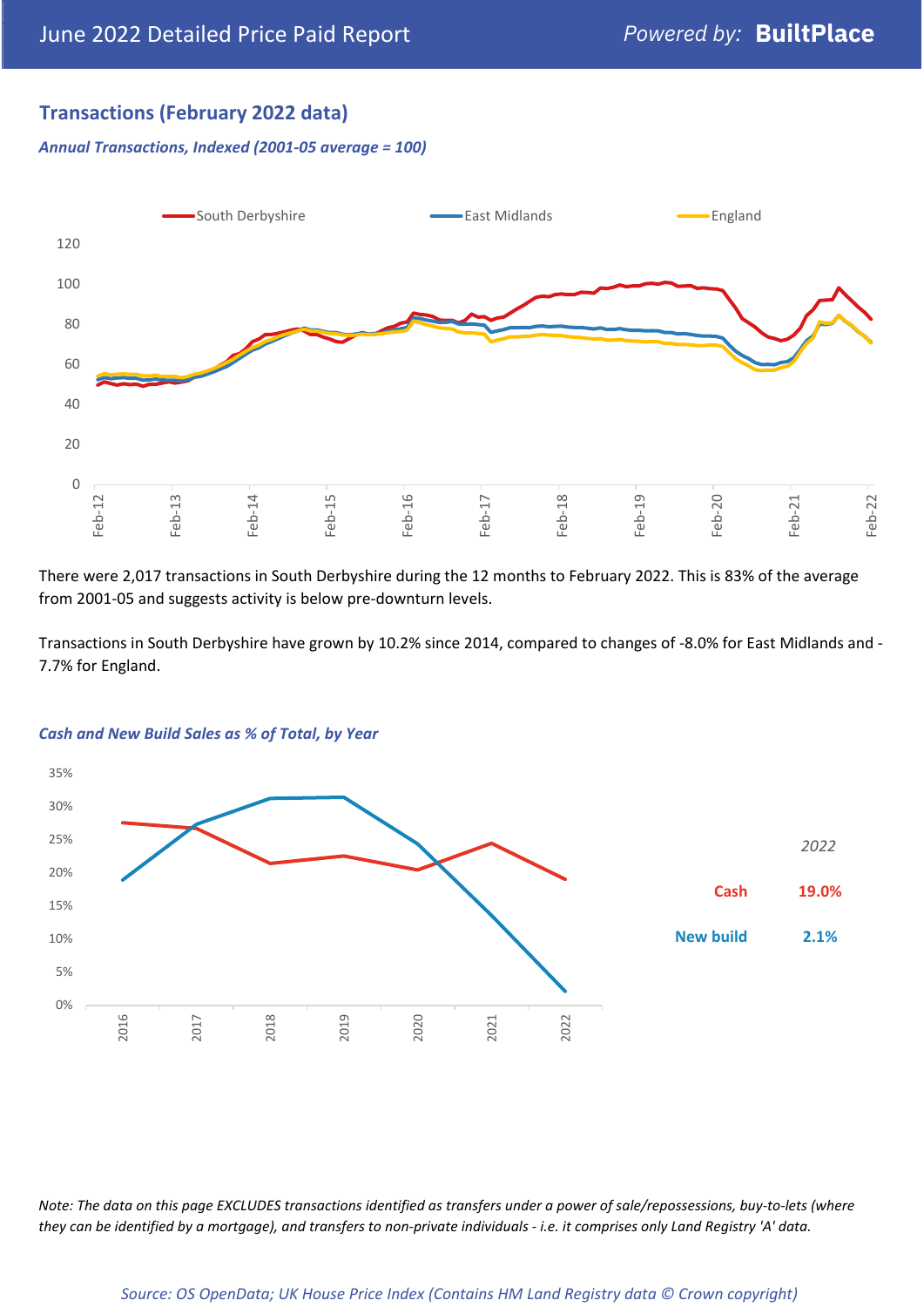## Transactions (February 2022 data)

*Annual Transactions, Indexed (2001-05 average = 100)*

There were 2,017 transactions in South Derbyshire during the 12 months to February 2022. This is 83% of the average from 2001-05 and suggests activity is below pre-downturn levels.

Transactions in South Derbyshire have grown by 10.2% since 2014, compared to changes of -8.0% for East Midlands and -7.7% for England.

*Cash and New Build Sales as % of Total, by Year*

| 2022 | |
|---|---|
| Cash | 19.0% |
| New build | 2.1% |

*Note: The data on this page EXCLUDES transactions identified as transfers under a power of sale/repossessions, buy-to-lets (where they can be identified by a mortgage), and transfers to non-private individuals - i.e. it comprises only Land Registry 'A' data.*

*Source: OS OpenData; UK House Price Index (Contains HM Land Registry data © Crown copyright)*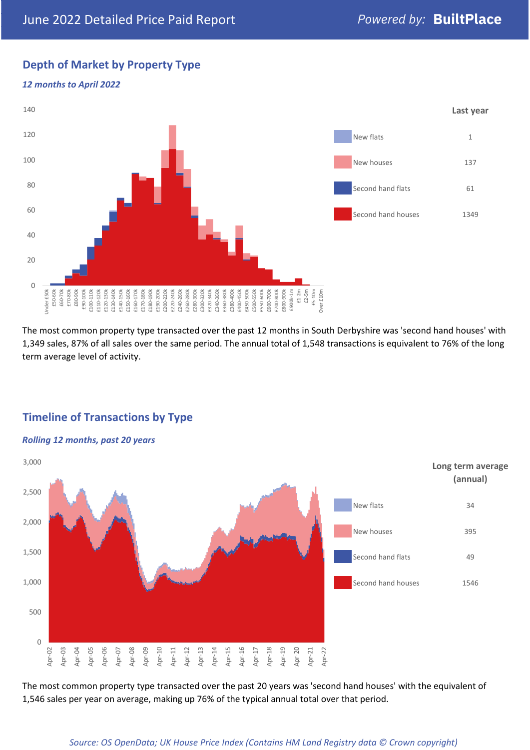June 2022 Detailed Price Paid Report

Powered by: **BuiltPlace**

## Depth of Market by Property Type

*12 months to April 2022*

140
120
100
80
60
40
20
0

Under £50k, £50-60k, £60-70k, £70-80k, £80-90k, £90-100k, £100-110k, £110-120k, £120-130k, £130-140k, £140-150k, £150-160k, £160-170k, £170-180k, £180-190k, £190-200k, £200-220k, £220-240k, £240-260k, £260-280k, £280-300k, £300-320k, £320-340k, £340-360k, £360-380k, £380-400k, £400-450k, £450-500k, £500-550k, £550-600k, £600-700k, £700-800k, £800-900k, £900k-1m, £1-2m, £2-5m, £5-10m, Over £10m

Last year

New flats 1
New houses 137
Second hand flats 61
Second hand houses 1349

The most common property type transacted over the past 12 months in South Derbyshire was 'second hand houses' with 1,349 sales, 87% of all sales over the same period. The annual total of 1,548 transactions is equivalent to 76% of the long term average level of activity.

## Timeline of Transactions by Type

*Rolling 12 months, past 20 years*

3,000
2,500
2,000
1,500
1,000
500
0

Apr-02, Apr-03, Apr-04, Apr-05, Apr-06, Apr-07, Apr-08, Apr-09, Apr-10, Apr-11, Apr-12, Apr-13, Apr-14, Apr-15, Apr-16, Apr-17, Apr-18, Apr-19, Apr-20, Apr-21, Apr-22

Long term average (annual)

New flats 34
New houses 395
Second hand flats 49
Second hand houses 1546

The most common property type transacted over the past 20 years was 'second hand houses' with the equivalent of 1,546 sales per year on average, making up 76% of the typical annual total over that period.

*Source: OS OpenData; UK House Price Index (Contains HM Land Registry data © Crown copyright)*